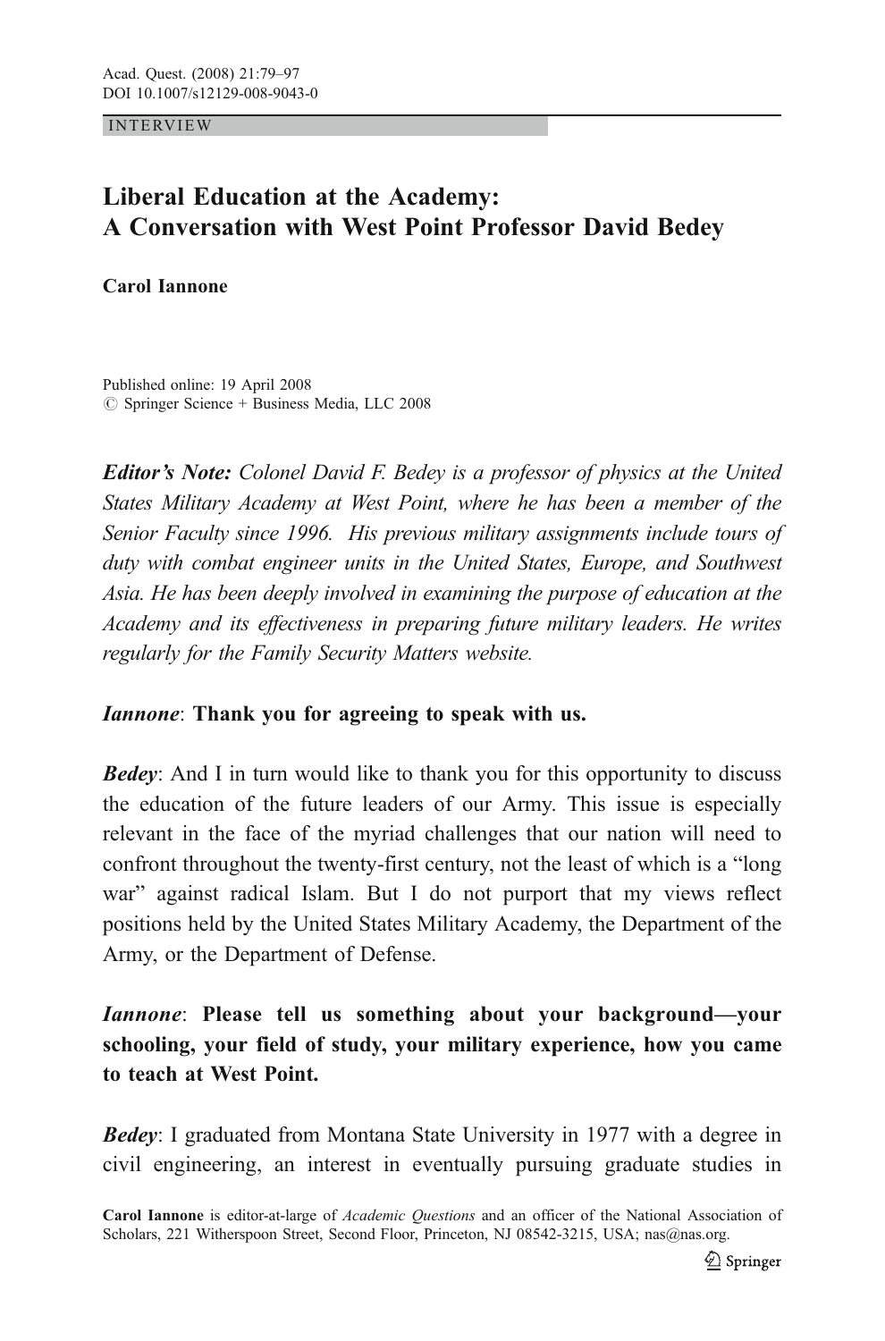INTERVIEW

# Liberal Education at the Academy: A Conversation with West Point Professor David Bedey

**Carol Iannone**

Published online: 19 April 2008
© Springer Science + Business Media, LLC 2008

***Editor's Note:*** *Colonel David F. Bedey is a professor of physics at the United States Military Academy at West Point, where he has been a member of the Senior Faculty since 1996. His previous military assignments include tours of duty with combat engineer units in the United States, Europe, and Southwest Asia. He has been deeply involved in examining the purpose of education at the Academy and its effectiveness in preparing future military leaders. He writes regularly for the Family Security Matters website.*

***Iannone*****: Thank you for agreeing to speak with us.**

***Bedey***: And I in turn would like to thank you for this opportunity to discuss the education of the future leaders of our Army. This issue is especially relevant in the face of the myriad challenges that our nation will need to confront throughout the twenty-first century, not the least of which is a "long war" against radical Islam. But I do not purport that my views reflect positions held by the United States Military Academy, the Department of the Army, or the Department of Defense.

***Iannone*****: Please tell us something about your background—your schooling, your field of study, your military experience, how you came to teach at West Point.**

***Bedey***: I graduated from Montana State University in 1977 with a degree in civil engineering, an interest in eventually pursuing graduate studies in

Carol Iannone is editor-at-large of *Academic Questions* and an officer of the National Association of Scholars, 221 Witherspoon Street, Second Floor, Princeton, NJ 08542-3215, USA; nas@nas.org.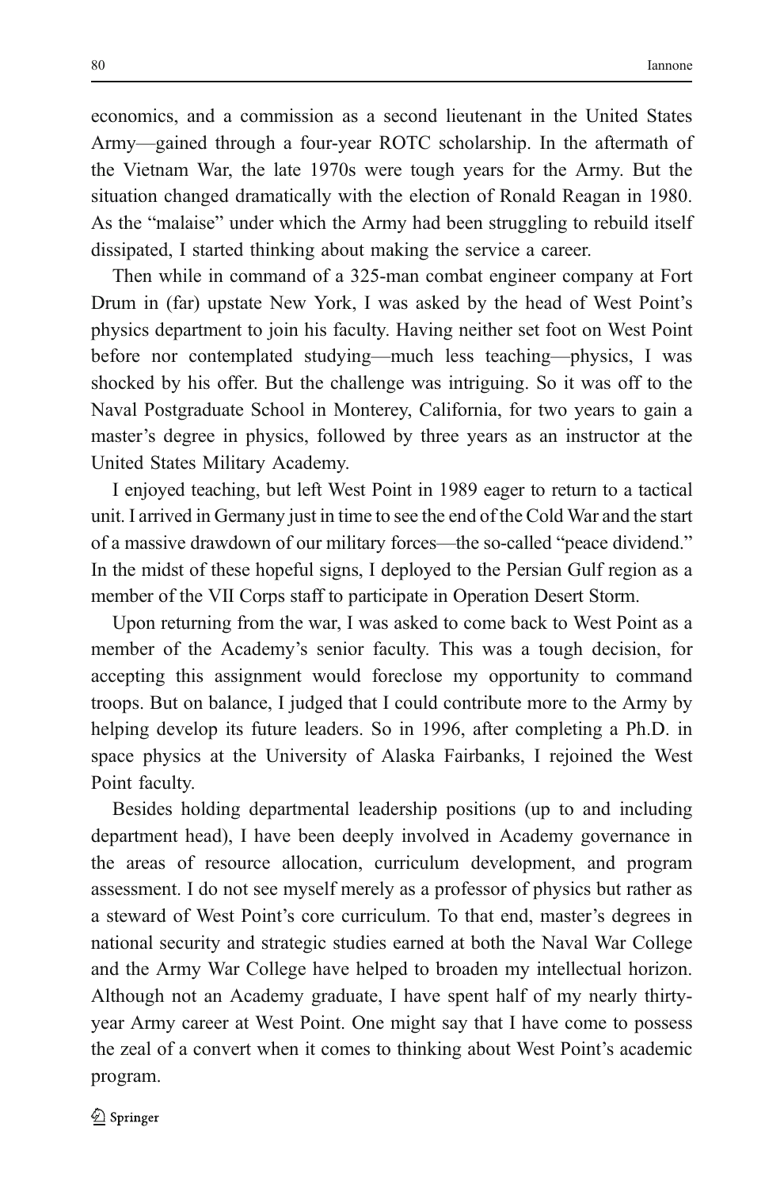economics, and a commission as a second lieutenant in the United States Army—gained through a four-year ROTC scholarship. In the aftermath of the Vietnam War, the late 1970s were tough years for the Army. But the situation changed dramatically with the election of Ronald Reagan in 1980. As the "malaise" under which the Army had been struggling to rebuild itself dissipated, I started thinking about making the service a career.

Then while in command of a 325-man combat engineer company at Fort Drum in (far) upstate New York, I was asked by the head of West Point's physics department to join his faculty. Having neither set foot on West Point before nor contemplated studying—much less teaching—physics, I was shocked by his offer. But the challenge was intriguing. So it was off to the Naval Postgraduate School in Monterey, California, for two years to gain a master's degree in physics, followed by three years as an instructor at the United States Military Academy.

I enjoyed teaching, but left West Point in 1989 eager to return to a tactical unit. I arrived in Germany just in time to see the end of the Cold War and the start of a massive drawdown of our military forces—the so-called "peace dividend." In the midst of these hopeful signs, I deployed to the Persian Gulf region as a member of the VII Corps staff to participate in Operation Desert Storm.

Upon returning from the war, I was asked to come back to West Point as a member of the Academy's senior faculty. This was a tough decision, for accepting this assignment would foreclose my opportunity to command troops. But on balance, I judged that I could contribute more to the Army by helping develop its future leaders. So in 1996, after completing a Ph.D. in space physics at the University of Alaska Fairbanks, I rejoined the West Point faculty.

Besides holding departmental leadership positions (up to and including department head), I have been deeply involved in Academy governance in the areas of resource allocation, curriculum development, and program assessment. I do not see myself merely as a professor of physics but rather as a steward of West Point's core curriculum. To that end, master's degrees in national security and strategic studies earned at both the Naval War College and the Army War College have helped to broaden my intellectual horizon. Although not an Academy graduate, I have spent half of my nearly thirty-year Army career at West Point. One might say that I have come to possess the zeal of a convert when it comes to thinking about West Point's academic program.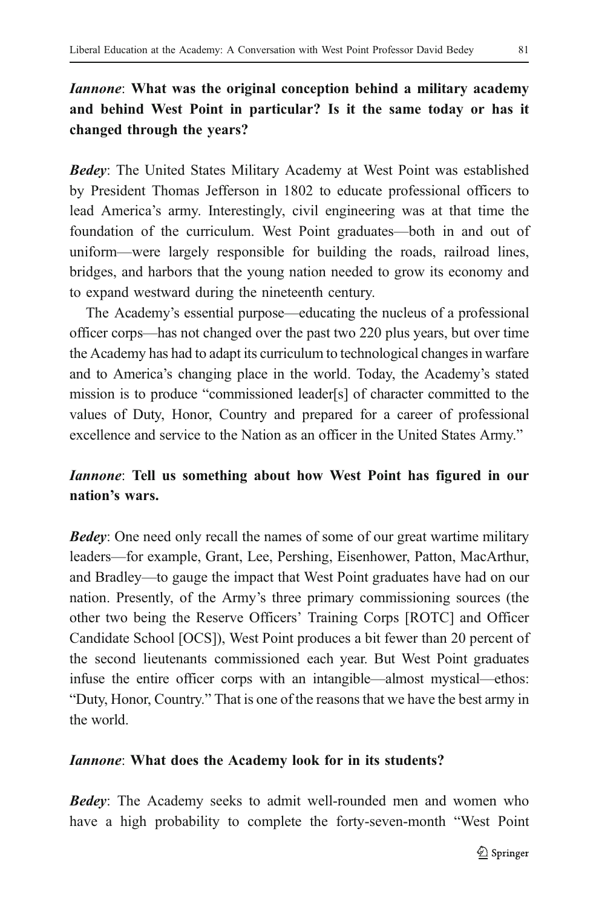***Iannone*: What was the original conception behind a military academy and behind West Point in particular? Is it the same today or has it changed through the years?**

***Bedey*:** The United States Military Academy at West Point was established by President Thomas Jefferson in 1802 to educate professional officers to lead America's army. Interestingly, civil engineering was at that time the foundation of the curriculum. West Point graduates—both in and out of uniform—were largely responsible for building the roads, railroad lines, bridges, and harbors that the young nation needed to grow its economy and to expand westward during the nineteenth century.

The Academy's essential purpose—educating the nucleus of a professional officer corps—has not changed over the past two 220 plus years, but over time the Academy has had to adapt its curriculum to technological changes in warfare and to America's changing place in the world. Today, the Academy's stated mission is to produce "commissioned leader[s] of character committed to the values of Duty, Honor, Country and prepared for a career of professional excellence and service to the Nation as an officer in the United States Army."

***Iannone*: Tell us something about how West Point has figured in our nation's wars.**

***Bedey*:** One need only recall the names of some of our great wartime military leaders—for example, Grant, Lee, Pershing, Eisenhower, Patton, MacArthur, and Bradley—to gauge the impact that West Point graduates have had on our nation. Presently, of the Army's three primary commissioning sources (the other two being the Reserve Officers' Training Corps [ROTC] and Officer Candidate School [OCS]), West Point produces a bit fewer than 20 percent of the second lieutenants commissioned each year. But West Point graduates infuse the entire officer corps with an intangible—almost mystical—ethos: "Duty, Honor, Country." That is one of the reasons that we have the best army in the world.

***Iannone*: What does the Academy look for in its students?**

***Bedey*:** The Academy seeks to admit well-rounded men and women who have a high probability to complete the forty-seven-month "West Point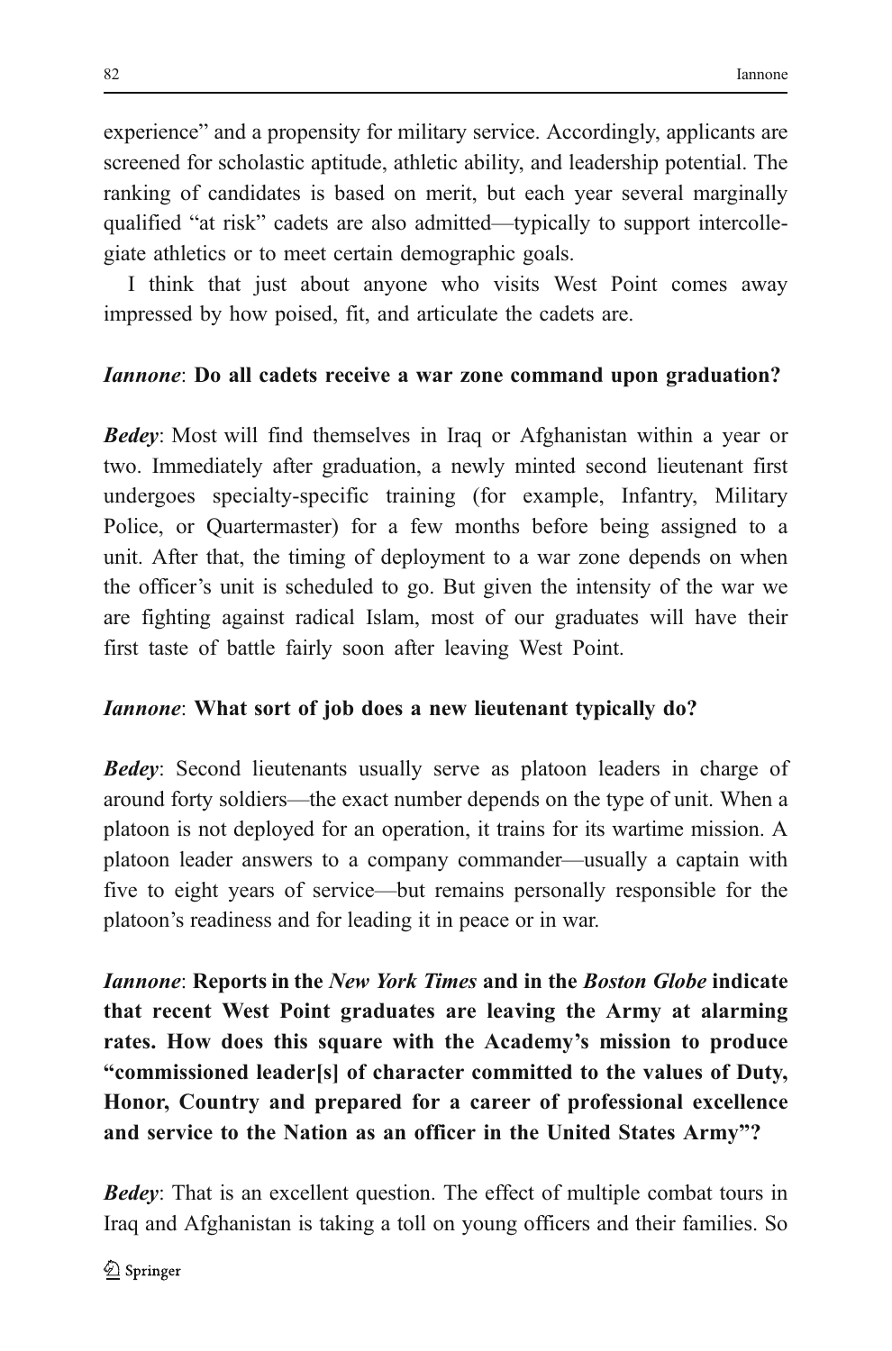experience" and a propensity for military service. Accordingly, applicants are screened for scholastic aptitude, athletic ability, and leadership potential. The ranking of candidates is based on merit, but each year several marginally qualified "at risk" cadets are also admitted—typically to support intercollegiate athletics or to meet certain demographic goals.

I think that just about anyone who visits West Point comes away impressed by how poised, fit, and articulate the cadets are.

***Iannone*: Do all cadets receive a war zone command upon graduation?**

***Bedey***: Most will find themselves in Iraq or Afghanistan within a year or two. Immediately after graduation, a newly minted second lieutenant first undergoes specialty-specific training (for example, Infantry, Military Police, or Quartermaster) for a few months before being assigned to a unit. After that, the timing of deployment to a war zone depends on when the officer's unit is scheduled to go. But given the intensity of the war we are fighting against radical Islam, most of our graduates will have their first taste of battle fairly soon after leaving West Point.

***Iannone*: What sort of job does a new lieutenant typically do?**

***Bedey***: Second lieutenants usually serve as platoon leaders in charge of around forty soldiers—the exact number depends on the type of unit. When a platoon is not deployed for an operation, it trains for its wartime mission. A platoon leader answers to a company commander—usually a captain with five to eight years of service—but remains personally responsible for the platoon's readiness and for leading it in peace or in war.

***Iannone*: Reports in the *New York Times* and in the *Boston Globe* indicate that recent West Point graduates are leaving the Army at alarming rates. How does this square with the Academy's mission to produce "commissioned leader[s] of character committed to the values of Duty, Honor, Country and prepared for a career of professional excellence and service to the Nation as an officer in the United States Army"?**

***Bedey***: That is an excellent question. The effect of multiple combat tours in Iraq and Afghanistan is taking a toll on young officers and their families. So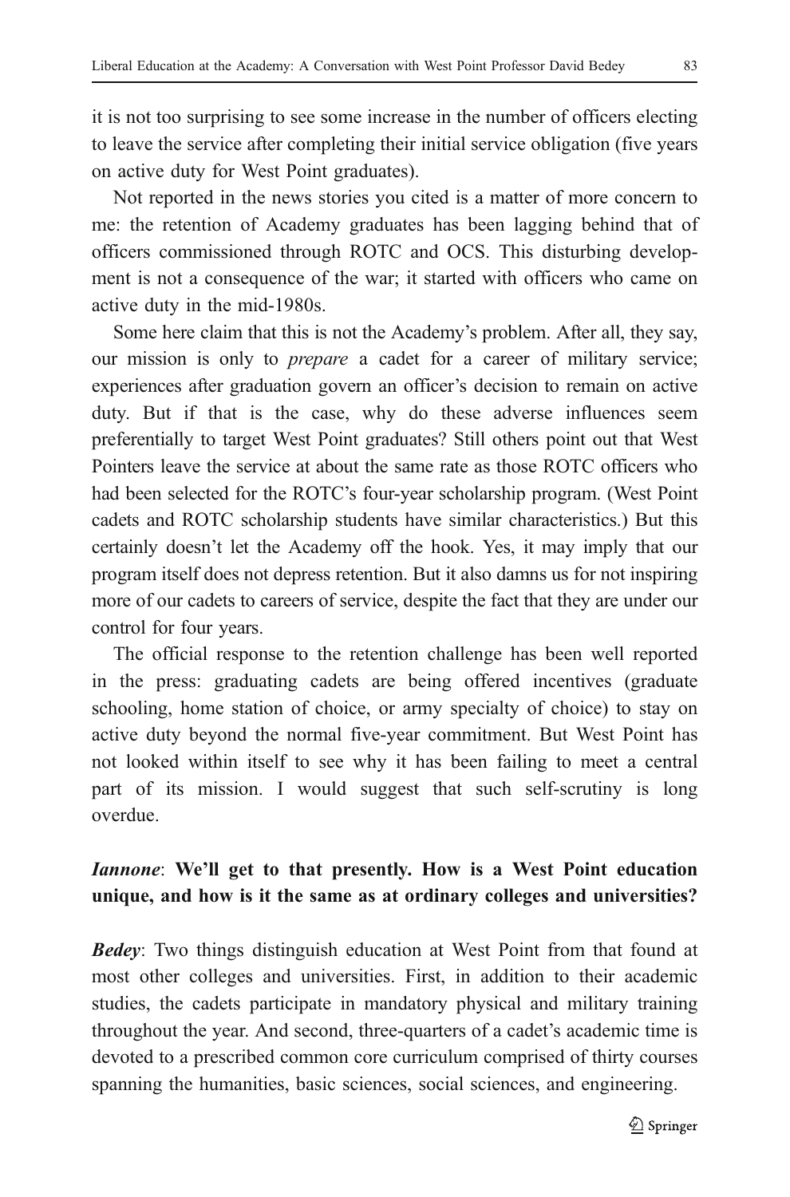it is not too surprising to see some increase in the number of officers electing to leave the service after completing their initial service obligation (five years on active duty for West Point graduates).

Not reported in the news stories you cited is a matter of more concern to me: the retention of Academy graduates has been lagging behind that of officers commissioned through ROTC and OCS. This disturbing development is not a consequence of the war; it started with officers who came on active duty in the mid-1980s.

Some here claim that this is not the Academy's problem. After all, they say, our mission is only to *prepare* a cadet for a career of military service; experiences after graduation govern an officer's decision to remain on active duty. But if that is the case, why do these adverse influences seem preferentially to target West Point graduates? Still others point out that West Pointers leave the service at about the same rate as those ROTC officers who had been selected for the ROTC's four-year scholarship program. (West Point cadets and ROTC scholarship students have similar characteristics.) But this certainly doesn't let the Academy off the hook. Yes, it may imply that our program itself does not depress retention. But it also damns us for not inspiring more of our cadets to careers of service, despite the fact that they are under our control for four years.

The official response to the retention challenge has been well reported in the press: graduating cadets are being offered incentives (graduate schooling, home station of choice, or army specialty of choice) to stay on active duty beyond the normal five-year commitment. But West Point has not looked within itself to see why it has been failing to meet a central part of its mission. I would suggest that such self-scrutiny is long overdue.

***Iannone*: We'll get to that presently. How is a West Point education unique, and how is it the same as at ordinary colleges and universities?**

***Bedey***: Two things distinguish education at West Point from that found at most other colleges and universities. First, in addition to their academic studies, the cadets participate in mandatory physical and military training throughout the year. And second, three-quarters of a cadet's academic time is devoted to a prescribed common core curriculum comprised of thirty courses spanning the humanities, basic sciences, social sciences, and engineering.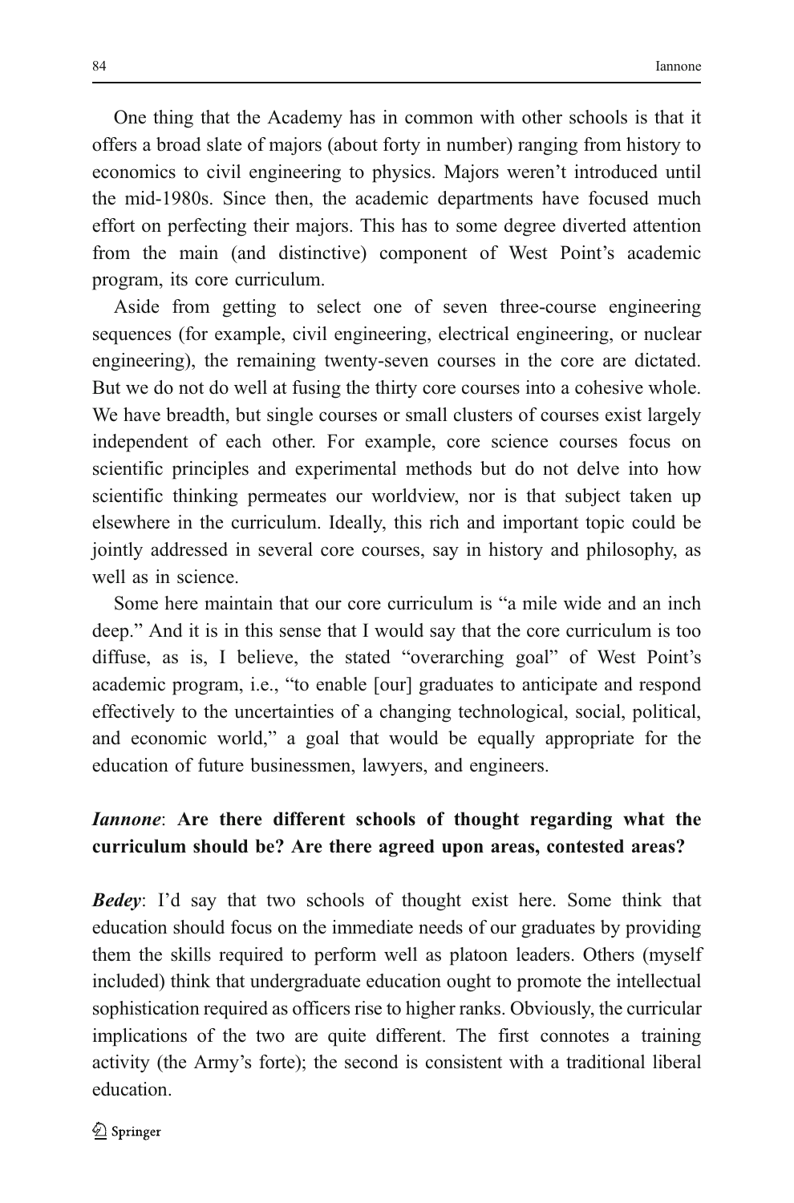One thing that the Academy has in common with other schools is that it offers a broad slate of majors (about forty in number) ranging from history to economics to civil engineering to physics. Majors weren't introduced until the mid-1980s. Since then, the academic departments have focused much effort on perfecting their majors. This has to some degree diverted attention from the main (and distinctive) component of West Point's academic program, its core curriculum.

Aside from getting to select one of seven three-course engineering sequences (for example, civil engineering, electrical engineering, or nuclear engineering), the remaining twenty-seven courses in the core are dictated. But we do not do well at fusing the thirty core courses into a cohesive whole. We have breadth, but single courses or small clusters of courses exist largely independent of each other. For example, core science courses focus on scientific principles and experimental methods but do not delve into how scientific thinking permeates our worldview, nor is that subject taken up elsewhere in the curriculum. Ideally, this rich and important topic could be jointly addressed in several core courses, say in history and philosophy, as well as in science.

Some here maintain that our core curriculum is "a mile wide and an inch deep." And it is in this sense that I would say that the core curriculum is too diffuse, as is, I believe, the stated "overarching goal" of West Point's academic program, i.e., "to enable [our] graduates to anticipate and respond effectively to the uncertainties of a changing technological, social, political, and economic world," a goal that would be equally appropriate for the education of future businessmen, lawyers, and engineers.

***Iannone*: Are there different schools of thought regarding what the curriculum should be? Are there agreed upon areas, contested areas?**

***Bedey*:** I'd say that two schools of thought exist here. Some think that education should focus on the immediate needs of our graduates by providing them the skills required to perform well as platoon leaders. Others (myself included) think that undergraduate education ought to promote the intellectual sophistication required as officers rise to higher ranks. Obviously, the curricular implications of the two are quite different. The first connotes a training activity (the Army's forte); the second is consistent with a traditional liberal education.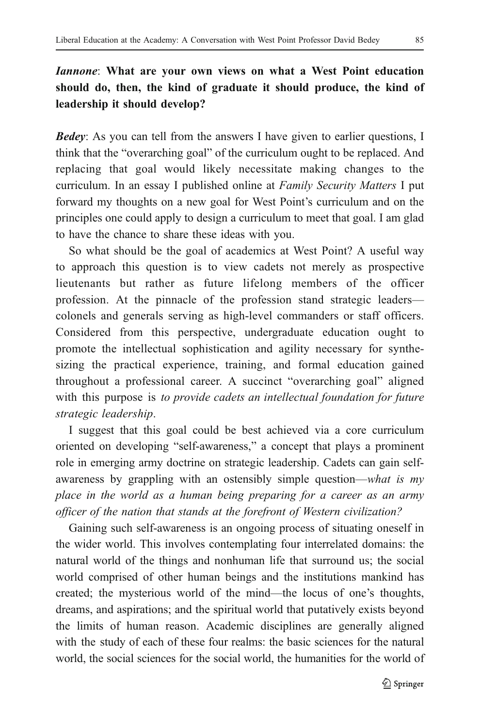***Iannone*: What are your own views on what a West Point education should do, then, the kind of graduate it should produce, the kind of leadership it should develop?**

***Bedey*:** As you can tell from the answers I have given to earlier questions, I think that the "overarching goal" of the curriculum ought to be replaced. And replacing that goal would likely necessitate making changes to the curriculum. In an essay I published online at *Family Security Matters* I put forward my thoughts on a new goal for West Point's curriculum and on the principles one could apply to design a curriculum to meet that goal. I am glad to have the chance to share these ideas with you.

So what should be the goal of academics at West Point? A useful way to approach this question is to view cadets not merely as prospective lieutenants but rather as future lifelong members of the officer profession. At the pinnacle of the profession stand strategic leaders—colonels and generals serving as high-level commanders or staff officers. Considered from this perspective, undergraduate education ought to promote the intellectual sophistication and agility necessary for synthesizing the practical experience, training, and formal education gained throughout a professional career. A succinct "overarching goal" aligned with this purpose is *to provide cadets an intellectual foundation for future strategic leadership*.

I suggest that this goal could be best achieved via a core curriculum oriented on developing "self-awareness," a concept that plays a prominent role in emerging army doctrine on strategic leadership. Cadets can gain self-awareness by grappling with an ostensibly simple question—*what is my place in the world as a human being preparing for a career as an army officer of the nation that stands at the forefront of Western civilization?*

Gaining such self-awareness is an ongoing process of situating oneself in the wider world. This involves contemplating four interrelated domains: the natural world of the things and nonhuman life that surround us; the social world comprised of other human beings and the institutions mankind has created; the mysterious world of the mind—the locus of one's thoughts, dreams, and aspirations; and the spiritual world that putatively exists beyond the limits of human reason. Academic disciplines are generally aligned with the study of each of these four realms: the basic sciences for the natural world, the social sciences for the social world, the humanities for the world of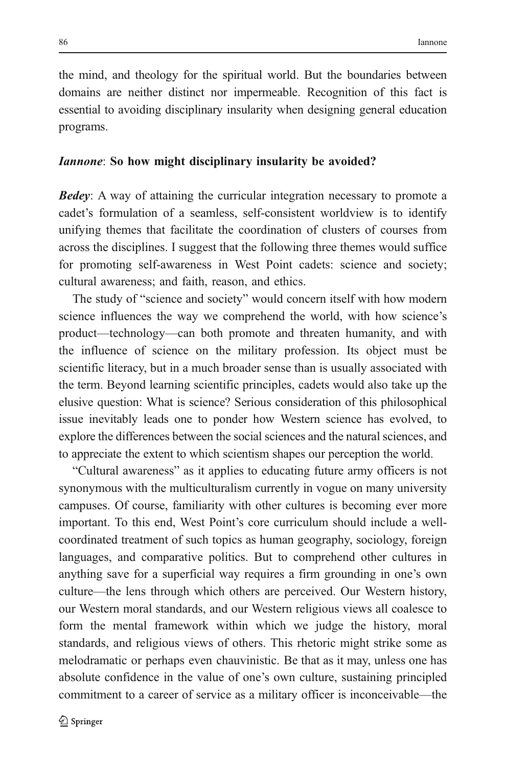the mind, and theology for the spiritual world. But the boundaries between domains are neither distinct nor impermeable. Recognition of this fact is essential to avoiding disciplinary insularity when designing general education programs.

***Iannone*: So how might disciplinary insularity be avoided?**

***Bedey*:** A way of attaining the curricular integration necessary to promote a cadet's formulation of a seamless, self-consistent worldview is to identify unifying themes that facilitate the coordination of clusters of courses from across the disciplines. I suggest that the following three themes would suffice for promoting self-awareness in West Point cadets: science and society; cultural awareness; and faith, reason, and ethics.

The study of "science and society" would concern itself with how modern science influences the way we comprehend the world, with how science's product—technology—can both promote and threaten humanity, and with the influence of science on the military profession. Its object must be scientific literacy, but in a much broader sense than is usually associated with the term. Beyond learning scientific principles, cadets would also take up the elusive question: What is science? Serious consideration of this philosophical issue inevitably leads one to ponder how Western science has evolved, to explore the differences between the social sciences and the natural sciences, and to appreciate the extent to which scientism shapes our perception the world.

"Cultural awareness" as it applies to educating future army officers is not synonymous with the multiculturalism currently in vogue on many university campuses. Of course, familiarity with other cultures is becoming ever more important. To this end, West Point's core curriculum should include a well-coordinated treatment of such topics as human geography, sociology, foreign languages, and comparative politics. But to comprehend other cultures in anything save for a superficial way requires a firm grounding in one's own culture—the lens through which others are perceived. Our Western history, our Western moral standards, and our Western religious views all coalesce to form the mental framework within which we judge the history, moral standards, and religious views of others. This rhetoric might strike some as melodramatic or perhaps even chauvinistic. Be that as it may, unless one has absolute confidence in the value of one's own culture, sustaining principled commitment to a career of service as a military officer is inconceivable—the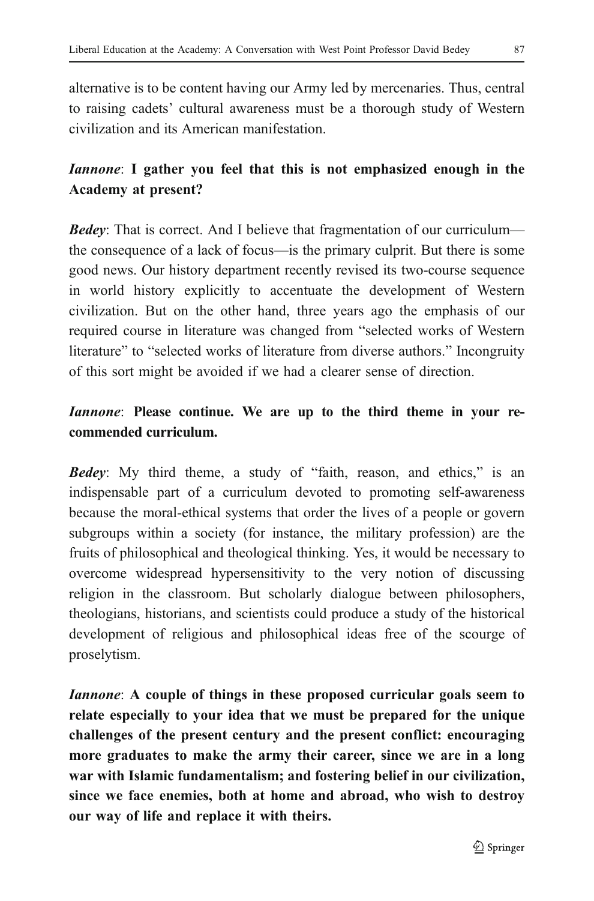alternative is to be content having our Army led by mercenaries. Thus, central to raising cadets' cultural awareness must be a thorough study of Western civilization and its American manifestation.

***Iannone*****: I gather you feel that this is not emphasized enough in the Academy at present?**

***Bedey***: That is correct. And I believe that fragmentation of our curriculum—the consequence of a lack of focus—is the primary culprit. But there is some good news. Our history department recently revised its two-course sequence in world history explicitly to accentuate the development of Western civilization. But on the other hand, three years ago the emphasis of our required course in literature was changed from "selected works of Western literature" to "selected works of literature from diverse authors." Incongruity of this sort might be avoided if we had a clearer sense of direction.

***Iannone*****: Please continue. We are up to the third theme in your recommended curriculum.**

***Bedey***: My third theme, a study of "faith, reason, and ethics," is an indispensable part of a curriculum devoted to promoting self-awareness because the moral-ethical systems that order the lives of a people or govern subgroups within a society (for instance, the military profession) are the fruits of philosophical and theological thinking. Yes, it would be necessary to overcome widespread hypersensitivity to the very notion of discussing religion in the classroom. But scholarly dialogue between philosophers, theologians, historians, and scientists could produce a study of the historical development of religious and philosophical ideas free of the scourge of proselytism.

***Iannone*****: A couple of things in these proposed curricular goals seem to relate especially to your idea that we must be prepared for the unique challenges of the present century and the present conflict: encouraging more graduates to make the army their career, since we are in a long war with Islamic fundamentalism; and fostering belief in our civilization, since we face enemies, both at home and abroad, who wish to destroy our way of life and replace it with theirs.**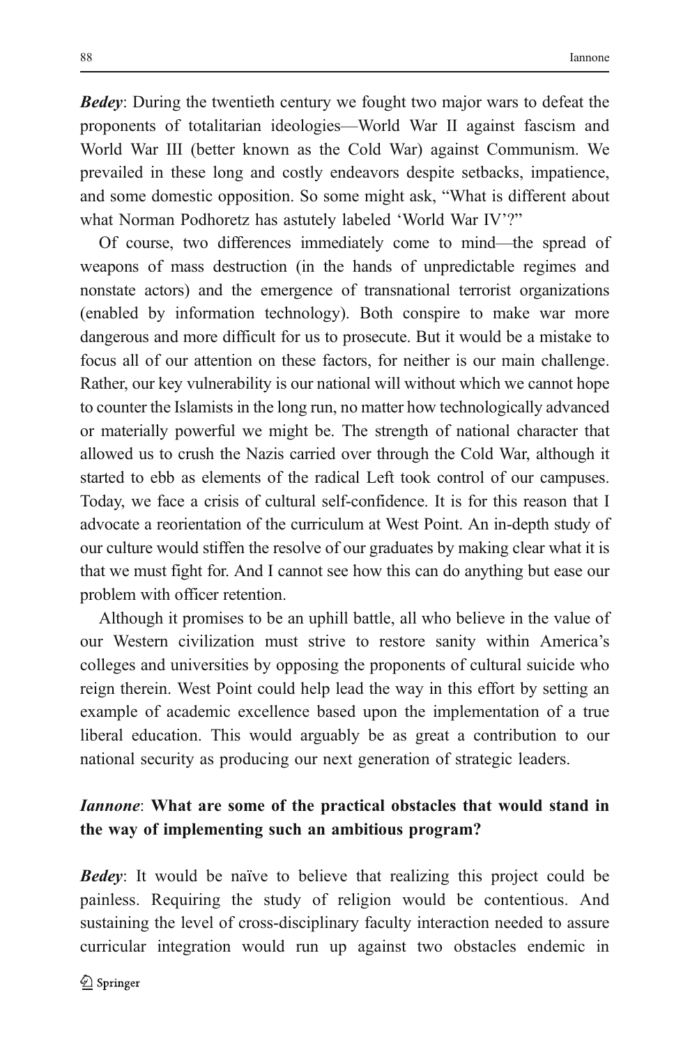***Bedey***: During the twentieth century we fought two major wars to defeat the proponents of totalitarian ideologies—World War II against fascism and World War III (better known as the Cold War) against Communism. We prevailed in these long and costly endeavors despite setbacks, impatience, and some domestic opposition. So some might ask, "What is different about what Norman Podhoretz has astutely labeled 'World War IV'?"

Of course, two differences immediately come to mind—the spread of weapons of mass destruction (in the hands of unpredictable regimes and nonstate actors) and the emergence of transnational terrorist organizations (enabled by information technology). Both conspire to make war more dangerous and more difficult for us to prosecute. But it would be a mistake to focus all of our attention on these factors, for neither is our main challenge. Rather, our key vulnerability is our national will without which we cannot hope to counter the Islamists in the long run, no matter how technologically advanced or materially powerful we might be. The strength of national character that allowed us to crush the Nazis carried over through the Cold War, although it started to ebb as elements of the radical Left took control of our campuses. Today, we face a crisis of cultural self-confidence. It is for this reason that I advocate a reorientation of the curriculum at West Point. An in-depth study of our culture would stiffen the resolve of our graduates by making clear what it is that we must fight for. And I cannot see how this can do anything but ease our problem with officer retention.

Although it promises to be an uphill battle, all who believe in the value of our Western civilization must strive to restore sanity within America's colleges and universities by opposing the proponents of cultural suicide who reign therein. West Point could help lead the way in this effort by setting an example of academic excellence based upon the implementation of a true liberal education. This would arguably be as great a contribution to our national security as producing our next generation of strategic leaders.

***Iannone*: What are some of the practical obstacles that would stand in the way of implementing such an ambitious program?**

***Bedey***: It would be naïve to believe that realizing this project could be painless. Requiring the study of religion would be contentious. And sustaining the level of cross-disciplinary faculty interaction needed to assure curricular integration would run up against two obstacles endemic in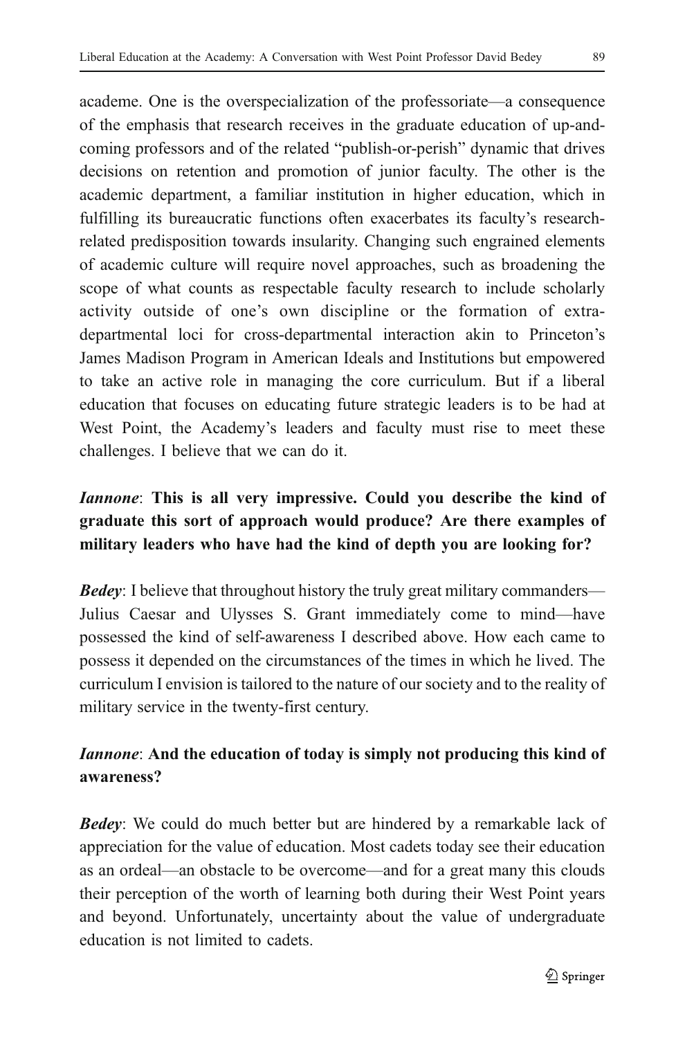academe. One is the overspecialization of the professoriate—a consequence of the emphasis that research receives in the graduate education of up-and-coming professors and of the related "publish-or-perish" dynamic that drives decisions on retention and promotion of junior faculty. The other is the academic department, a familiar institution in higher education, which in fulfilling its bureaucratic functions often exacerbates its faculty's research-related predisposition towards insularity. Changing such engrained elements of academic culture will require novel approaches, such as broadening the scope of what counts as respectable faculty research to include scholarly activity outside of one's own discipline or the formation of extra-departmental loci for cross-departmental interaction akin to Princeton's James Madison Program in American Ideals and Institutions but empowered to take an active role in managing the core curriculum. But if a liberal education that focuses on educating future strategic leaders is to be had at West Point, the Academy's leaders and faculty must rise to meet these challenges. I believe that we can do it.

***Iannone***: **This is all very impressive. Could you describe the kind of graduate this sort of approach would produce? Are there examples of military leaders who have had the kind of depth you are looking for?**

***Bedey***: I believe that throughout history the truly great military commanders—Julius Caesar and Ulysses S. Grant immediately come to mind—have possessed the kind of self-awareness I described above. How each came to possess it depended on the circumstances of the times in which he lived. The curriculum I envision is tailored to the nature of our society and to the reality of military service in the twenty-first century.

***Iannone***: **And the education of today is simply not producing this kind of awareness?**

***Bedey***: We could do much better but are hindered by a remarkable lack of appreciation for the value of education. Most cadets today see their education as an ordeal—an obstacle to be overcome—and for a great many this clouds their perception of the worth of learning both during their West Point years and beyond. Unfortunately, uncertainty about the value of undergraduate education is not limited to cadets.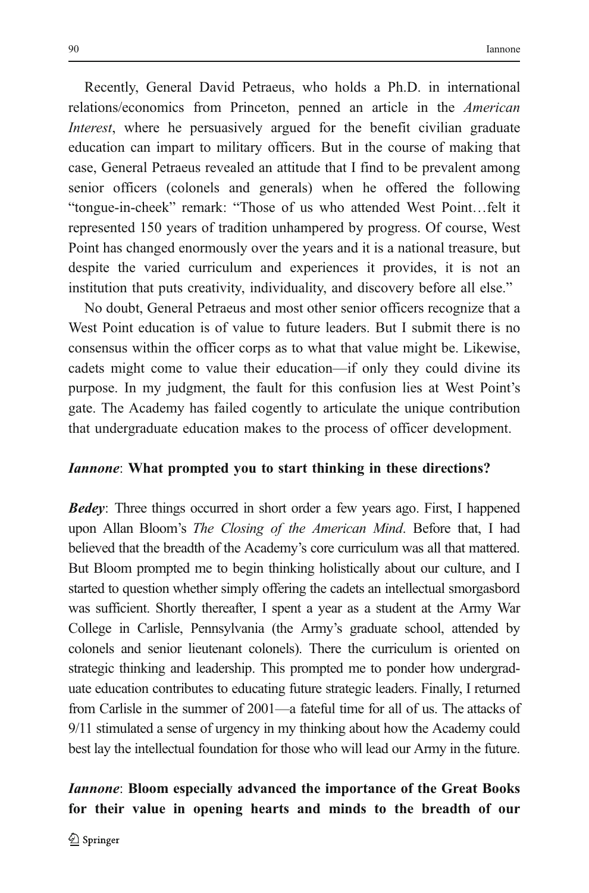Recently, General David Petraeus, who holds a Ph.D. in international relations/economics from Princeton, penned an article in the *American Interest*, where he persuasively argued for the benefit civilian graduate education can impart to military officers. But in the course of making that case, General Petraeus revealed an attitude that I find to be prevalent among senior officers (colonels and generals) when he offered the following "tongue-in-cheek" remark: "Those of us who attended West Point…felt it represented 150 years of tradition unhampered by progress. Of course, West Point has changed enormously over the years and it is a national treasure, but despite the varied curriculum and experiences it provides, it is not an institution that puts creativity, individuality, and discovery before all else."

No doubt, General Petraeus and most other senior officers recognize that a West Point education is of value to future leaders. But I submit there is no consensus within the officer corps as to what that value might be. Likewise, cadets might come to value their education—if only they could divine its purpose. In my judgment, the fault for this confusion lies at West Point's gate. The Academy has failed cogently to articulate the unique contribution that undergraduate education makes to the process of officer development.

***Iannone*: What prompted you to start thinking in these directions?**

***Bedey*:** Three things occurred in short order a few years ago. First, I happened upon Allan Bloom's *The Closing of the American Mind*. Before that, I had believed that the breadth of the Academy's core curriculum was all that mattered. But Bloom prompted me to begin thinking holistically about our culture, and I started to question whether simply offering the cadets an intellectual smorgasbord was sufficient. Shortly thereafter, I spent a year as a student at the Army War College in Carlisle, Pennsylvania (the Army's graduate school, attended by colonels and senior lieutenant colonels). There the curriculum is oriented on strategic thinking and leadership. This prompted me to ponder how undergraduate education contributes to educating future strategic leaders. Finally, I returned from Carlisle in the summer of 2001—a fateful time for all of us. The attacks of 9/11 stimulated a sense of urgency in my thinking about how the Academy could best lay the intellectual foundation for those who will lead our Army in the future.

***Iannone*: Bloom especially advanced the importance of the Great Books for their value in opening hearts and minds to the breadth of our**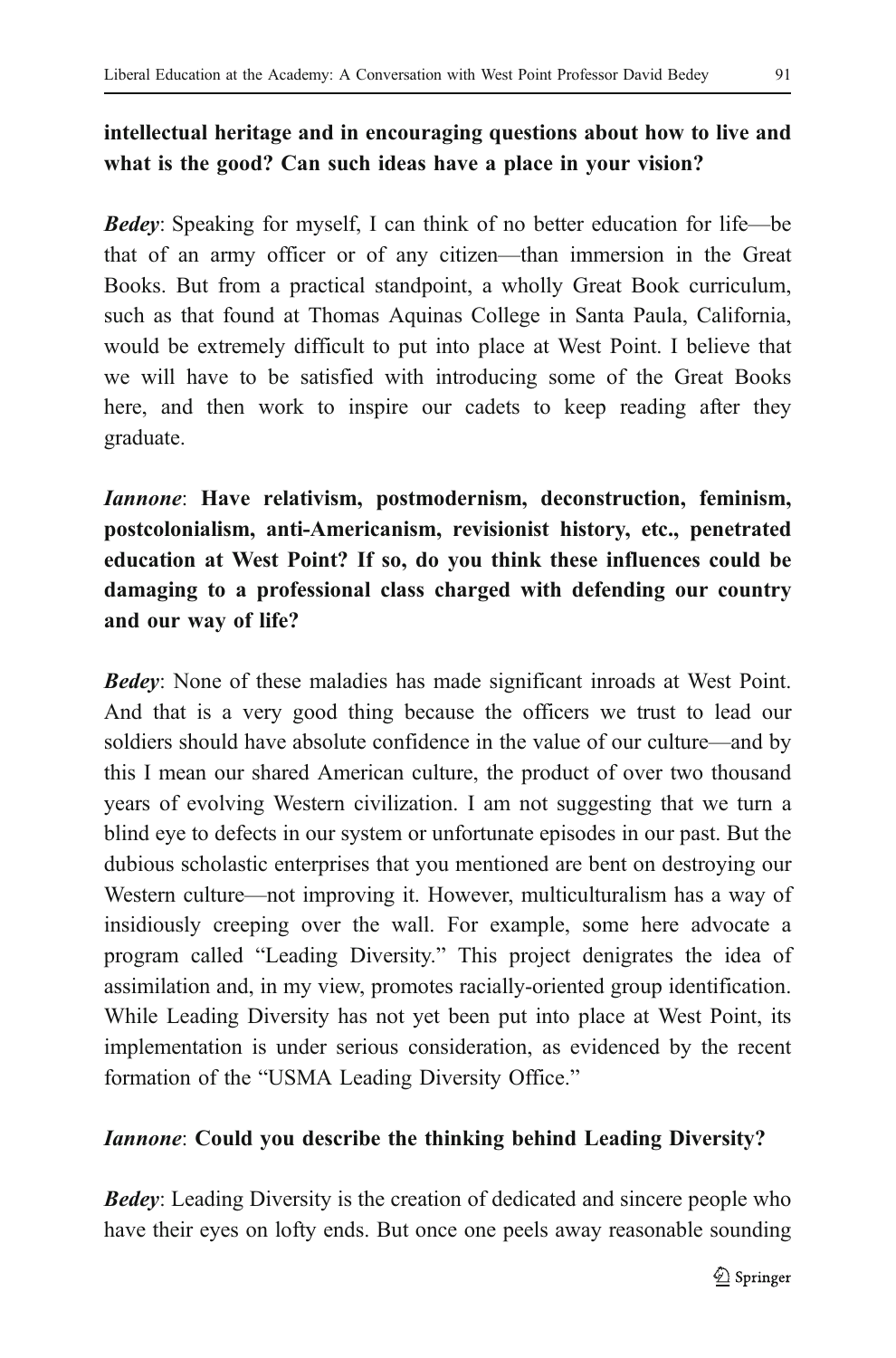**intellectual heritage and in encouraging questions about how to live and what is the good? Can such ideas have a place in your vision?**

***Bedey***: Speaking for myself, I can think of no better education for life—be that of an army officer or of any citizen—than immersion in the Great Books. But from a practical standpoint, a wholly Great Book curriculum, such as that found at Thomas Aquinas College in Santa Paula, California, would be extremely difficult to put into place at West Point. I believe that we will have to be satisfied with introducing some of the Great Books here, and then work to inspire our cadets to keep reading after they graduate.

***Iannone***: **Have relativism, postmodernism, deconstruction, feminism, postcolonialism, anti-Americanism, revisionist history, etc., penetrated education at West Point? If so, do you think these influences could be damaging to a professional class charged with defending our country and our way of life?**

***Bedey***: None of these maladies has made significant inroads at West Point. And that is a very good thing because the officers we trust to lead our soldiers should have absolute confidence in the value of our culture—and by this I mean our shared American culture, the product of over two thousand years of evolving Western civilization. I am not suggesting that we turn a blind eye to defects in our system or unfortunate episodes in our past. But the dubious scholastic enterprises that you mentioned are bent on destroying our Western culture—not improving it. However, multiculturalism has a way of insidiously creeping over the wall. For example, some here advocate a program called "Leading Diversity." This project denigrates the idea of assimilation and, in my view, promotes racially-oriented group identification. While Leading Diversity has not yet been put into place at West Point, its implementation is under serious consideration, as evidenced by the recent formation of the "USMA Leading Diversity Office."

***Iannone***: **Could you describe the thinking behind Leading Diversity?**

***Bedey***: Leading Diversity is the creation of dedicated and sincere people who have their eyes on lofty ends. But once one peels away reasonable sounding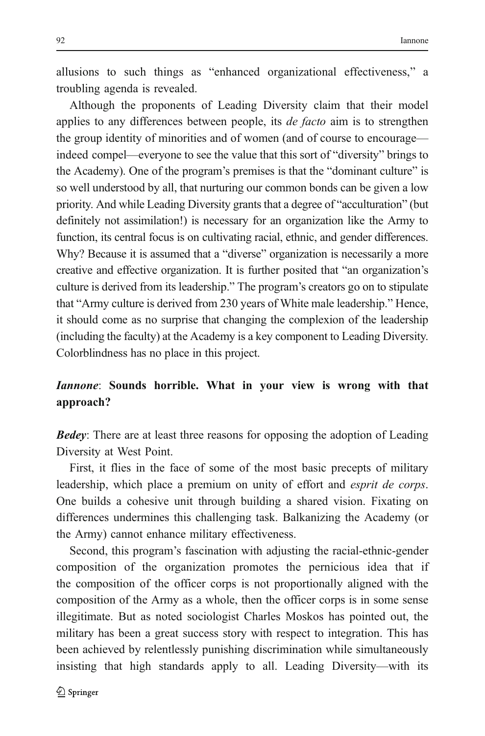allusions to such things as "enhanced organizational effectiveness," a troubling agenda is revealed.

Although the proponents of Leading Diversity claim that their model applies to any differences between people, its *de facto* aim is to strengthen the group identity of minorities and of women (and of course to encourage—indeed compel—everyone to see the value that this sort of "diversity" brings to the Academy). One of the program's premises is that the "dominant culture" is so well understood by all, that nurturing our common bonds can be given a low priority. And while Leading Diversity grants that a degree of "acculturation" (but definitely not assimilation!) is necessary for an organization like the Army to function, its central focus is on cultivating racial, ethnic, and gender differences. Why? Because it is assumed that a "diverse" organization is necessarily a more creative and effective organization. It is further posited that "an organization's culture is derived from its leadership." The program's creators go on to stipulate that "Army culture is derived from 230 years of White male leadership." Hence, it should come as no surprise that changing the complexion of the leadership (including the faculty) at the Academy is a key component to Leading Diversity. Colorblindness has no place in this project.

***Iannone*: Sounds horrible. What in your view is wrong with that approach?**

***Bedey***: There are at least three reasons for opposing the adoption of Leading Diversity at West Point.

First, it flies in the face of some of the most basic precepts of military leadership, which place a premium on unity of effort and *esprit de corps*. One builds a cohesive unit through building a shared vision. Fixating on differences undermines this challenging task. Balkanizing the Academy (or the Army) cannot enhance military effectiveness.

Second, this program's fascination with adjusting the racial-ethnic-gender composition of the organization promotes the pernicious idea that if the composition of the officer corps is not proportionally aligned with the composition of the Army as a whole, then the officer corps is in some sense illegitimate. But as noted sociologist Charles Moskos has pointed out, the military has been a great success story with respect to integration. This has been achieved by relentlessly punishing discrimination while simultaneously insisting that high standards apply to all. Leading Diversity—with its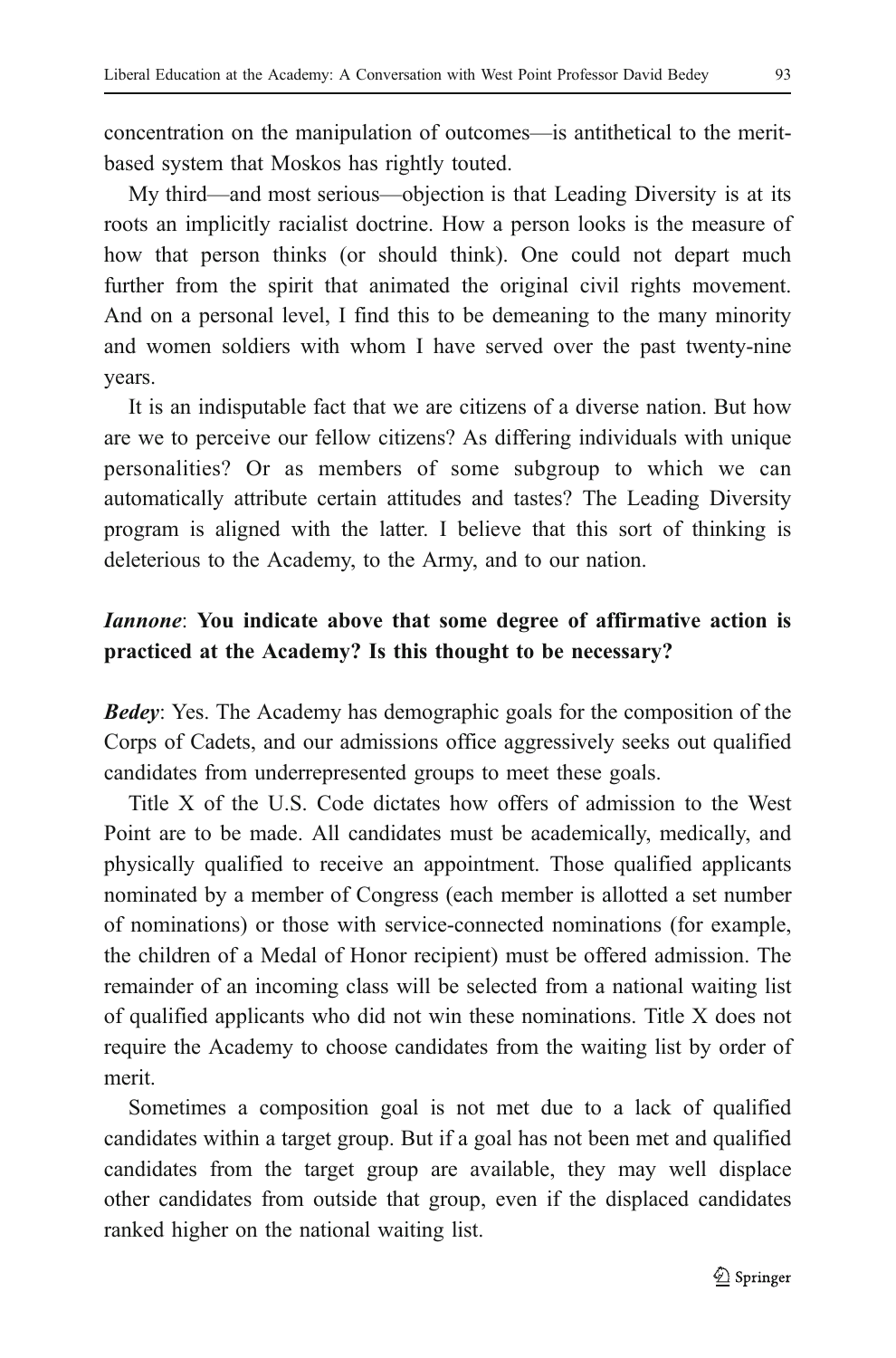concentration on the manipulation of outcomes—is antithetical to the merit-based system that Moskos has rightly touted.

My third—and most serious—objection is that Leading Diversity is at its roots an implicitly racialist doctrine. How a person looks is the measure of how that person thinks (or should think). One could not depart much further from the spirit that animated the original civil rights movement. And on a personal level, I find this to be demeaning to the many minority and women soldiers with whom I have served over the past twenty-nine years.

It is an indisputable fact that we are citizens of a diverse nation. But how are we to perceive our fellow citizens? As differing individuals with unique personalities? Or as members of some subgroup to which we can automatically attribute certain attitudes and tastes? The Leading Diversity program is aligned with the latter. I believe that this sort of thinking is deleterious to the Academy, to the Army, and to our nation.

***Iannone*: You indicate above that some degree of affirmative action is practiced at the Academy? Is this thought to be necessary?**

***Bedey***: Yes. The Academy has demographic goals for the composition of the Corps of Cadets, and our admissions office aggressively seeks out qualified candidates from underrepresented groups to meet these goals.

Title X of the U.S. Code dictates how offers of admission to the West Point are to be made. All candidates must be academically, medically, and physically qualified to receive an appointment. Those qualified applicants nominated by a member of Congress (each member is allotted a set number of nominations) or those with service-connected nominations (for example, the children of a Medal of Honor recipient) must be offered admission. The remainder of an incoming class will be selected from a national waiting list of qualified applicants who did not win these nominations. Title X does not require the Academy to choose candidates from the waiting list by order of merit.

Sometimes a composition goal is not met due to a lack of qualified candidates within a target group. But if a goal has not been met and qualified candidates from the target group are available, they may well displace other candidates from outside that group, even if the displaced candidates ranked higher on the national waiting list.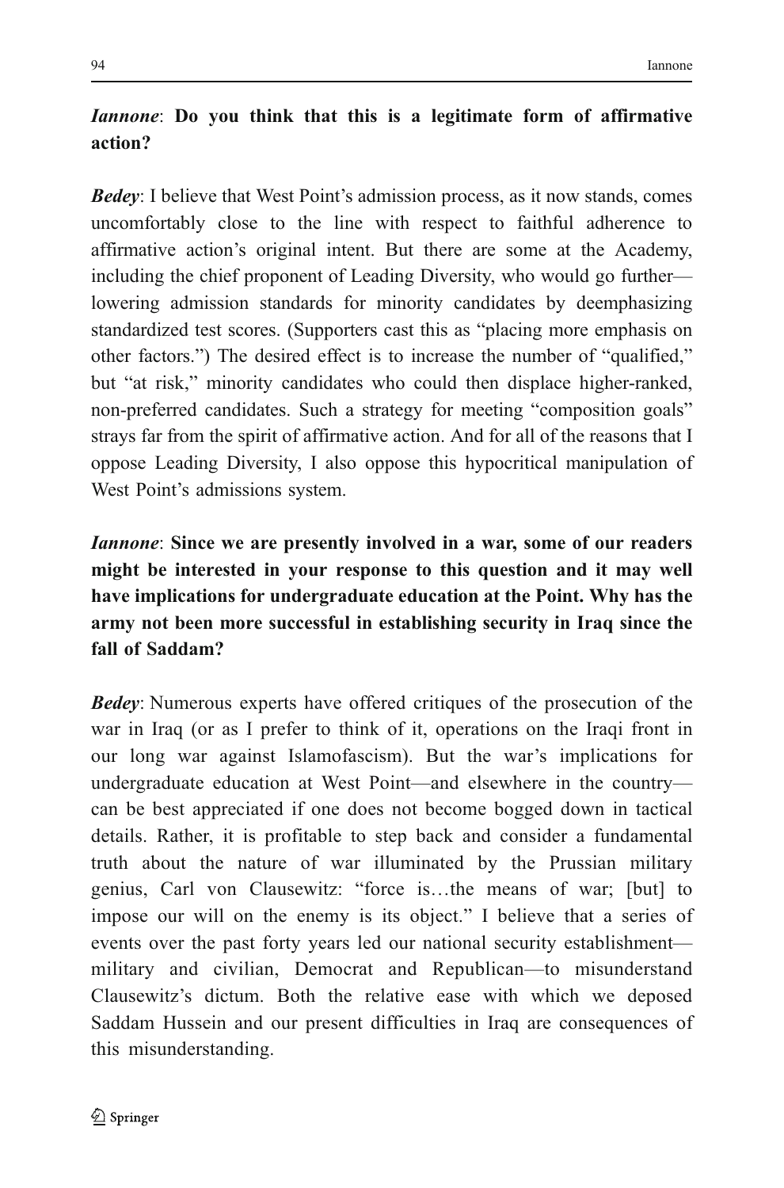***Iannone*: Do you think that this is a legitimate form of affirmative action?**

***Bedey*:** I believe that West Point's admission process, as it now stands, comes uncomfortably close to the line with respect to faithful adherence to affirmative action's original intent. But there are some at the Academy, including the chief proponent of Leading Diversity, who would go further—lowering admission standards for minority candidates by deemphasizing standardized test scores. (Supporters cast this as "placing more emphasis on other factors.") The desired effect is to increase the number of "qualified," but "at risk," minority candidates who could then displace higher-ranked, non-preferred candidates. Such a strategy for meeting "composition goals" strays far from the spirit of affirmative action. And for all of the reasons that I oppose Leading Diversity, I also oppose this hypocritical manipulation of West Point's admissions system.

***Iannone*: Since we are presently involved in a war, some of our readers might be interested in your response to this question and it may well have implications for undergraduate education at the Point. Why has the army not been more successful in establishing security in Iraq since the fall of Saddam?**

***Bedey*:** Numerous experts have offered critiques of the prosecution of the war in Iraq (or as I prefer to think of it, operations on the Iraqi front in our long war against Islamofascism). But the war's implications for undergraduate education at West Point—and elsewhere in the country—can be best appreciated if one does not become bogged down in tactical details. Rather, it is profitable to step back and consider a fundamental truth about the nature of war illuminated by the Prussian military genius, Carl von Clausewitz: "force is…the means of war; [but] to impose our will on the enemy is its object." I believe that a series of events over the past forty years led our national security establishment—military and civilian, Democrat and Republican—to misunderstand Clausewitz's dictum. Both the relative ease with which we deposed Saddam Hussein and our present difficulties in Iraq are consequences of this misunderstanding.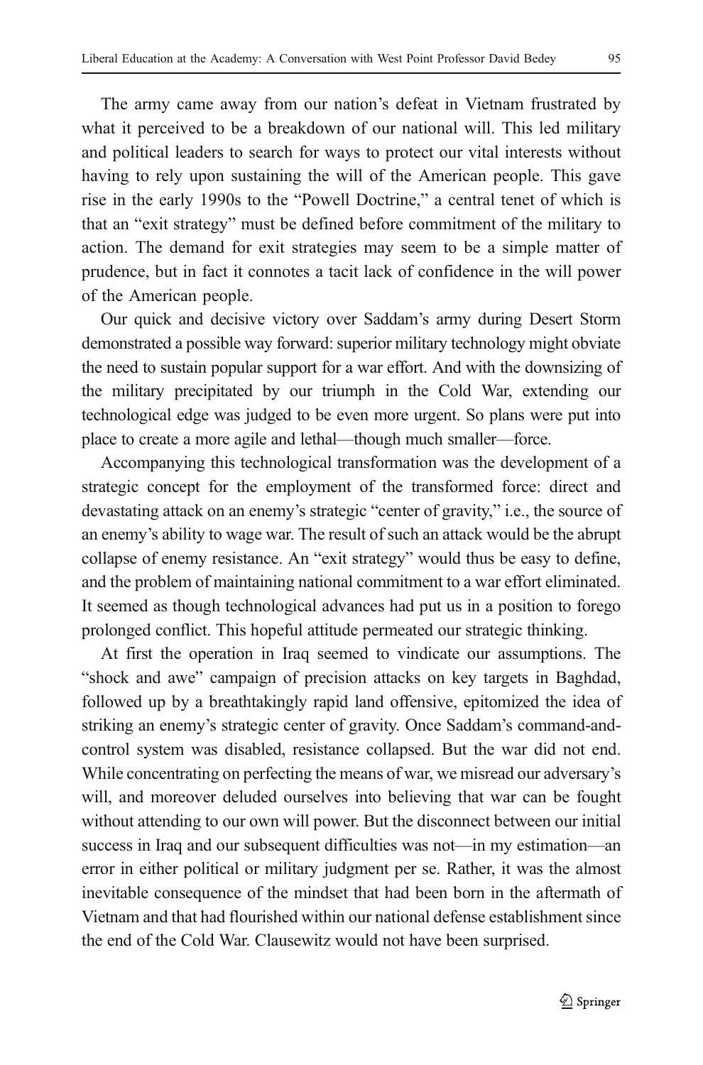The army came away from our nation's defeat in Vietnam frustrated by what it perceived to be a breakdown of our national will. This led military and political leaders to search for ways to protect our vital interests without having to rely upon sustaining the will of the American people. This gave rise in the early 1990s to the "Powell Doctrine," a central tenet of which is that an "exit strategy" must be defined before commitment of the military to action. The demand for exit strategies may seem to be a simple matter of prudence, but in fact it connotes a tacit lack of confidence in the will power of the American people.

Our quick and decisive victory over Saddam's army during Desert Storm demonstrated a possible way forward: superior military technology might obviate the need to sustain popular support for a war effort. And with the downsizing of the military precipitated by our triumph in the Cold War, extending our technological edge was judged to be even more urgent. So plans were put into place to create a more agile and lethal—though much smaller—force.

Accompanying this technological transformation was the development of a strategic concept for the employment of the transformed force: direct and devastating attack on an enemy's strategic "center of gravity," i.e., the source of an enemy's ability to wage war. The result of such an attack would be the abrupt collapse of enemy resistance. An "exit strategy" would thus be easy to define, and the problem of maintaining national commitment to a war effort eliminated. It seemed as though technological advances had put us in a position to forego prolonged conflict. This hopeful attitude permeated our strategic thinking.

At first the operation in Iraq seemed to vindicate our assumptions. The "shock and awe" campaign of precision attacks on key targets in Baghdad, followed up by a breathtakingly rapid land offensive, epitomized the idea of striking an enemy's strategic center of gravity. Once Saddam's command-and-control system was disabled, resistance collapsed. But the war did not end. While concentrating on perfecting the means of war, we misread our adversary's will, and moreover deluded ourselves into believing that war can be fought without attending to our own will power. But the disconnect between our initial success in Iraq and our subsequent difficulties was not—in my estimation—an error in either political or military judgment per se. Rather, it was the almost inevitable consequence of the mindset that had been born in the aftermath of Vietnam and that had flourished within our national defense establishment since the end of the Cold War. Clausewitz would not have been surprised.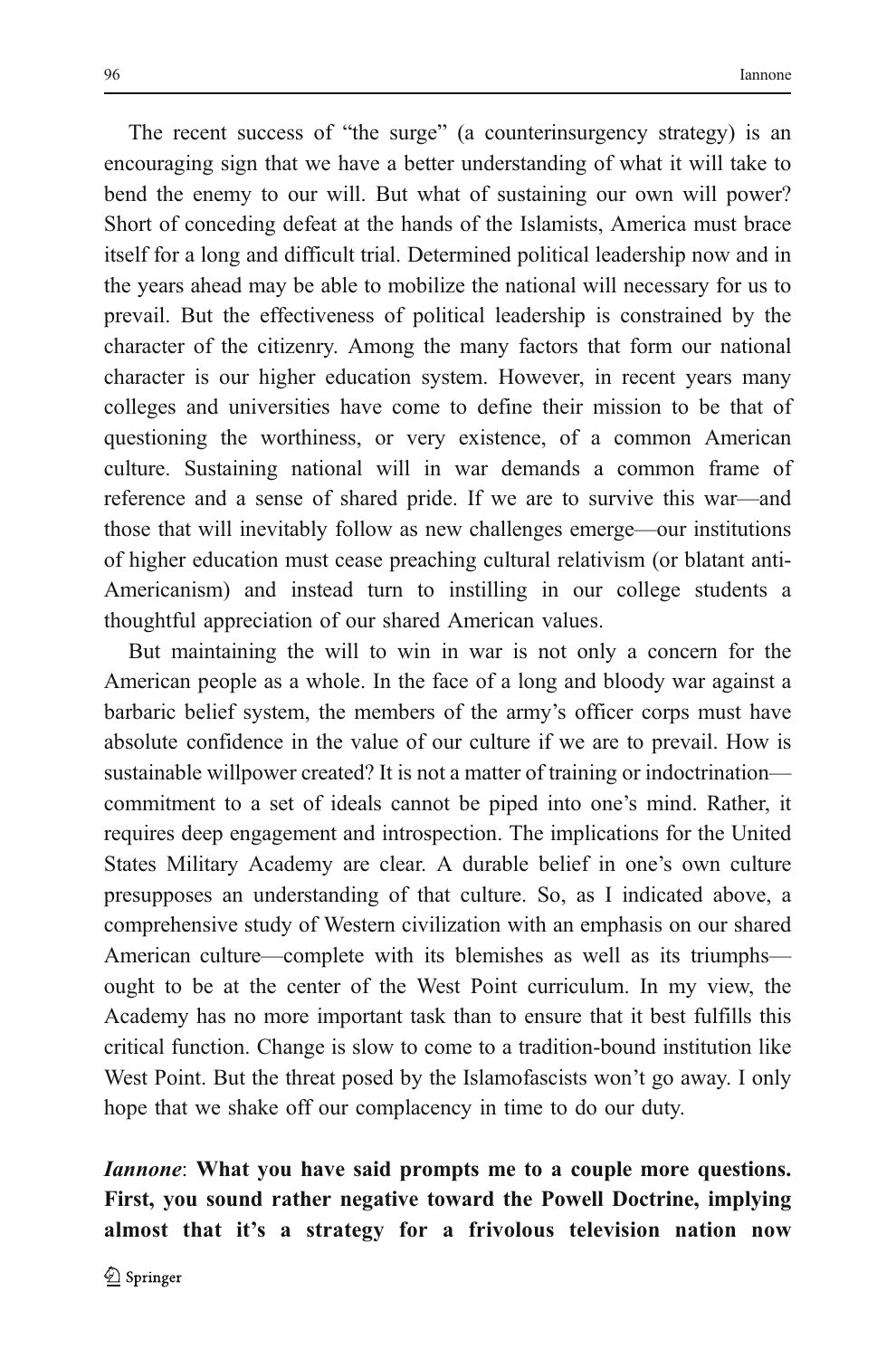The recent success of "the surge" (a counterinsurgency strategy) is an encouraging sign that we have a better understanding of what it will take to bend the enemy to our will. But what of sustaining our own will power? Short of conceding defeat at the hands of the Islamists, America must brace itself for a long and difficult trial. Determined political leadership now and in the years ahead may be able to mobilize the national will necessary for us to prevail. But the effectiveness of political leadership is constrained by the character of the citizenry. Among the many factors that form our national character is our higher education system. However, in recent years many colleges and universities have come to define their mission to be that of questioning the worthiness, or very existence, of a common American culture. Sustaining national will in war demands a common frame of reference and a sense of shared pride. If we are to survive this war—and those that will inevitably follow as new challenges emerge—our institutions of higher education must cease preaching cultural relativism (or blatant anti-Americanism) and instead turn to instilling in our college students a thoughtful appreciation of our shared American values.

But maintaining the will to win in war is not only a concern for the American people as a whole. In the face of a long and bloody war against a barbaric belief system, the members of the army's officer corps must have absolute confidence in the value of our culture if we are to prevail. How is sustainable willpower created? It is not a matter of training or indoctrination—commitment to a set of ideals cannot be piped into one's mind. Rather, it requires deep engagement and introspection. The implications for the United States Military Academy are clear. A durable belief in one's own culture presupposes an understanding of that culture. So, as I indicated above, a comprehensive study of Western civilization with an emphasis on our shared American culture—complete with its blemishes as well as its triumphs—ought to be at the center of the West Point curriculum. In my view, the Academy has no more important task than to ensure that it best fulfills this critical function. Change is slow to come to a tradition-bound institution like West Point. But the threat posed by the Islamofascists won't go away. I only hope that we shake off our complacency in time to do our duty.

***Iannone*: What you have said prompts me to a couple more questions. First, you sound rather negative toward the Powell Doctrine, implying almost that it's a strategy for a frivolous television nation now**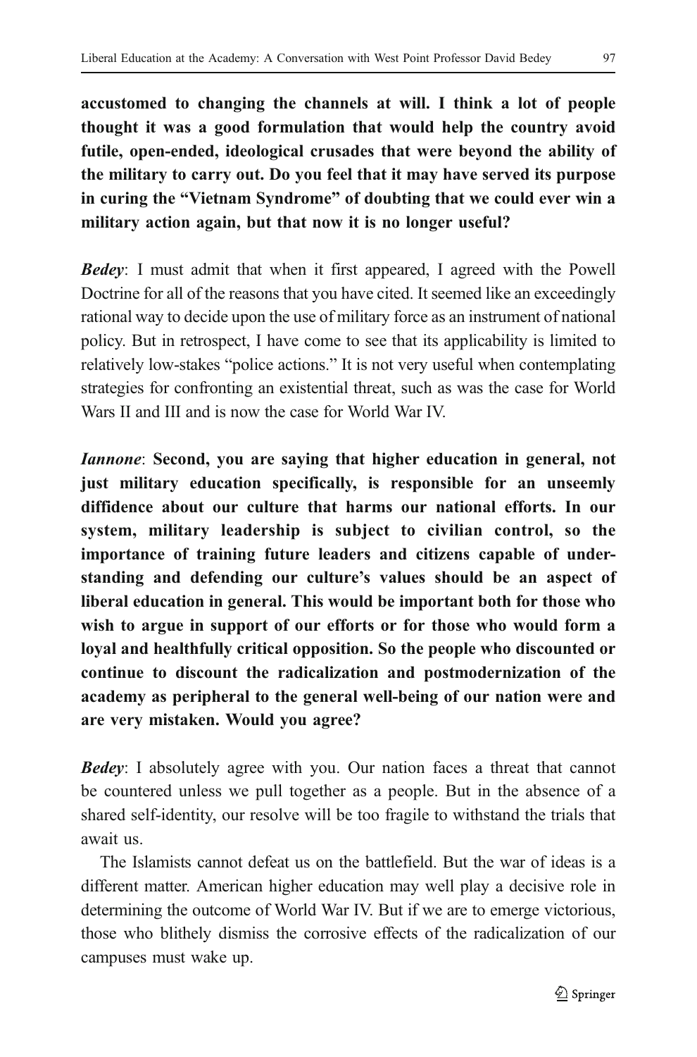**accustomed to changing the channels at will. I think a lot of people thought it was a good formulation that would help the country avoid futile, open-ended, ideological crusades that were beyond the ability of the military to carry out. Do you feel that it may have served its purpose in curing the "Vietnam Syndrome" of doubting that we could ever win a military action again, but that now it is no longer useful?**

***Bedey***: I must admit that when it first appeared, I agreed with the Powell Doctrine for all of the reasons that you have cited. It seemed like an exceedingly rational way to decide upon the use of military force as an instrument of national policy. But in retrospect, I have come to see that its applicability is limited to relatively low-stakes "police actions." It is not very useful when contemplating strategies for confronting an existential threat, such as was the case for World Wars II and III and is now the case for World War IV.

***Iannone***: **Second, you are saying that higher education in general, not just military education specifically, is responsible for an unseemly diffidence about our culture that harms our national efforts. In our system, military leadership is subject to civilian control, so the importance of training future leaders and citizens capable of understanding and defending our culture's values should be an aspect of liberal education in general. This would be important both for those who wish to argue in support of our efforts or for those who would form a loyal and healthfully critical opposition. So the people who discounted or continue to discount the radicalization and postmodernization of the academy as peripheral to the general well-being of our nation were and are very mistaken. Would you agree?**

***Bedey***: I absolutely agree with you. Our nation faces a threat that cannot be countered unless we pull together as a people. But in the absence of a shared self-identity, our resolve will be too fragile to withstand the trials that await us.

The Islamists cannot defeat us on the battlefield. But the war of ideas is a different matter. American higher education may well play a decisive role in determining the outcome of World War IV. But if we are to emerge victorious, those who blithely dismiss the corrosive effects of the radicalization of our campuses must wake up.